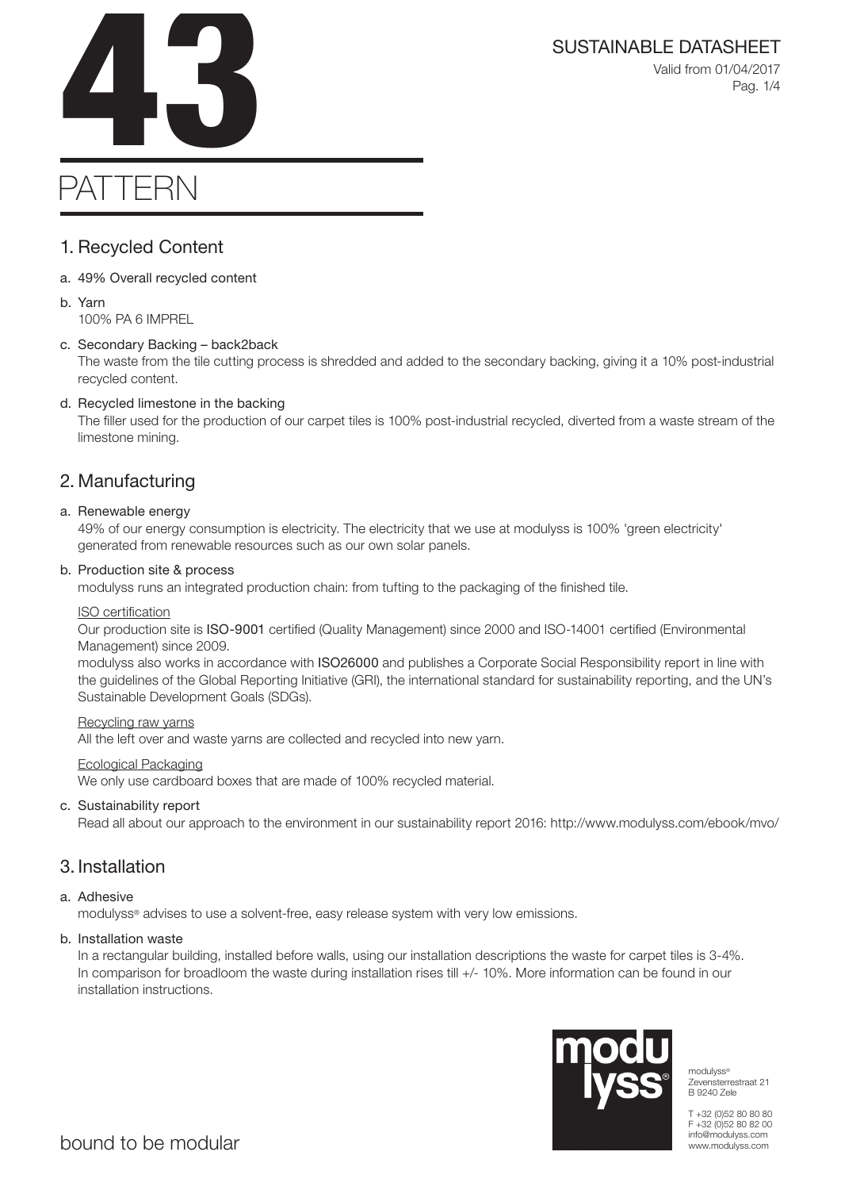# 43 PATTERN

SUSTAINABLE DATASHEET

Valid from 01/04/2017

## 1. Recycled Content

a. 49% Overall recycled content

b. Yarn
100% PA 6 IMPREL

c. Secondary Backing – back2back
The waste from the tile cutting process is shredded and added to the secondary backing, giving it a 10% post-industrial recycled content.

d. Recycled limestone in the backing
The filler used for the production of our carpet tiles is 100% post-industrial recycled, diverted from a waste stream of the limestone mining.

## 2. Manufacturing

a. Renewable energy
49% of our energy consumption is electricity. The electricity that we use at modulyss is 100% 'green electricity' generated from renewable resources such as our own solar panels.

b. Production site & process
modulyss runs an integrated production chain: from tufting to the packaging of the finished tile.

ISO certification
Our production site is **ISO-9001** certified (Quality Management) since 2000 and ISO-14001 certified (Environmental Management) since 2009.
modulyss also works in accordance with **ISO26000** and publishes a Corporate Social Responsibility report in line with the guidelines of the Global Reporting Initiative (GRI), the international standard for sustainability reporting, and the UN's Sustainable Development Goals (SDGs).

Recycling raw yarns
All the left over and waste yarns are collected and recycled into new yarn.

Ecological Packaging
We only use cardboard boxes that are made of 100% recycled material.

c. Sustainability report
Read all about our approach to the environment in our sustainability report 2016: http://www.modulyss.com/ebook/mvo/

## 3. Installation

a. Adhesive
modulyss® advises to use a solvent-free, easy release system with very low emissions.

b. Installation waste
In a rectangular building, installed before walls, using our installation descriptions the waste for carpet tiles is 3-4%. In comparison for broadloom the waste during installation rises till +/- 10%. More information can be found in our installation instructions.

modulyss®
Zevensterrestraat 21
B 9240 Zele

T +32 (0)52 80 80 80
F +32 (0)52 80 82 00
info@modulyss.com
www.modulyss.com

bound to be modular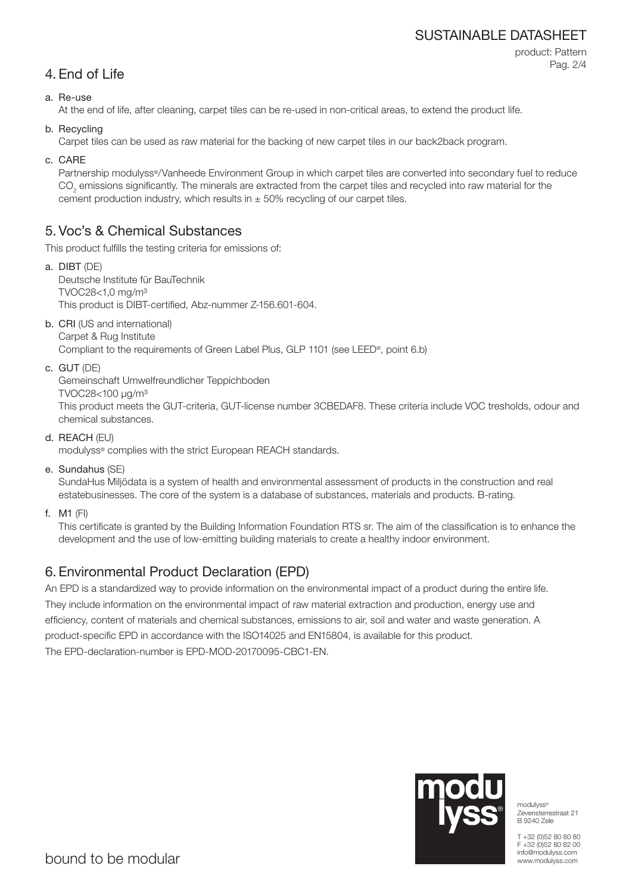## 4. End of Life

a. Re-use
   At the end of life, after cleaning, carpet tiles can be re-used in non-critical areas, to extend the product life.

b. Recycling
   Carpet tiles can be used as raw material for the backing of new carpet tiles in our back2back program.

c. CARE
   Partnership modulyss®/Vanheede Environment Group in which carpet tiles are converted into secondary fuel to reduce $CO_2$ emissions significantly. The minerals are extracted from the carpet tiles and recycled into raw material for the cement production industry, which results in ± 50% recycling of our carpet tiles.

## 5. Voc's & Chemical Substances

This product fulfills the testing criteria for emissions of:

a. **DIBT** (DE)
   Deutsche Institute für BauTechnik
   TVOC28<1,0 mg/m³
   This product is DIBT-certified, Abz-nummer Z-156.601-604.

b. **CRI** (US and international)
   Carpet & Rug Institute
   Compliant to the requirements of Green Label Plus, GLP 1101 (see LEED®, point 6.b)

c. **GUT** (DE)
   Gemeinschaft Umwelfreundlicher Teppichboden
   TVOC28<100 µg/m³
   This product meets the GUT-criteria, GUT-license number 3CBEDAF8. These criteria include VOC tresholds, odour and chemical substances.

d. **REACH** (EU)
   modulyss® complies with the strict European REACH standards.

e. **Sundahus** (SE)
   SundaHus Miljödata is a system of health and environmental assessment of products in the construction and real estatebusinesses. The core of the system is a database of substances, materials and products. B-rating.

f. **M1** (FI)
   This certificate is granted by the Building Information Foundation RTS sr. The aim of the classification is to enhance the development and the use of low-emitting building materials to create a healthy indoor environment.

## 6. Environmental Product Declaration (EPD)

An EPD is a standardized way to provide information on the environmental impact of a product during the entire life. They include information on the environmental impact of raw material extraction and production, energy use and efficiency, content of materials and chemical substances, emissions to air, soil and water and waste generation. A product-specific EPD in accordance with the ISO14025 and EN15804, is available for this product.
The EPD-declaration-number is EPD-MOD-20170095-CBC1-EN.

modulyss®
Zevensterrestraat 21
B 9240 Zele

T +32 (0)52 80 80 80
F +32 (0)52 80 82 00
info@modulyss.com
www.modulyss.com

bound to be modular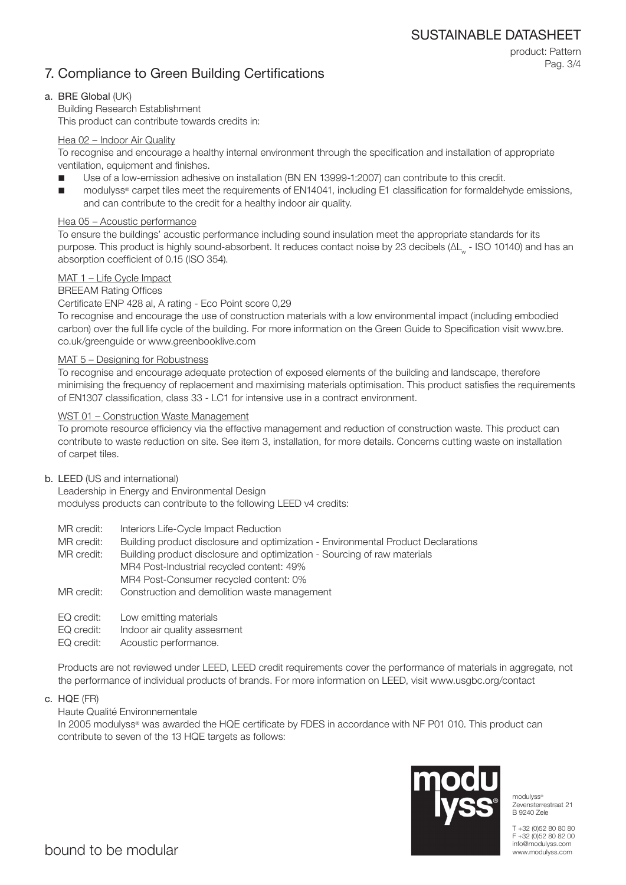## 7. Compliance to Green Building Certifications

### a. BRE Global (UK)

Building Research Establishment
This product can contribute towards credits in:

Hea 02 – Indoor Air Quality

To recognise and encourage a healthy internal environment through the specification and installation of appropriate ventilation, equipment and finishes.

- Use of a low-emission adhesive on installation (BN EN 13999-1:2007) can contribute to this credit.
- modulyss® carpet tiles meet the requirements of EN14041, including E1 classification for formaldehyde emissions, and can contribute to the credit for a healthy indoor air quality.

Hea 05 – Acoustic performance

To ensure the buildings' acoustic performance including sound insulation meet the appropriate standards for its purpose. This product is highly sound-absorbent. It reduces contact noise by 23 decibels ($\Delta L_w$ - ISO 10140) and has an absorption coefficient of 0.15 (ISO 354).

MAT 1 – Life Cycle Impact

BREEAM Rating Offices

Certificate ENP 428 al, A rating - Eco Point score 0,29

To recognise and encourage the use of construction materials with a low environmental impact (including embodied carbon) over the full life cycle of the building. For more information on the Green Guide to Specification visit www.bre.co.uk/greenguide or www.greenbooklive.com

MAT 5 – Designing for Robustness

To recognise and encourage adequate protection of exposed elements of the building and landscape, therefore minimising the frequency of replacement and maximising materials optimisation. This product satisfies the requirements of EN1307 classification, class 33 - LC1 for intensive use in a contract environment.

WST 01 – Construction Waste Management

To promote resource efficiency via the effective management and reduction of construction waste. This product can contribute to waste reduction on site. See item 3, installation, for more details. Concerns cutting waste on installation of carpet tiles.

### b. LEED (US and international)

Leadership in Energy and Environmental Design
modulyss products can contribute to the following LEED v4 credits:

MR credit: Interiors Life-Cycle Impact Reduction
MR credit: Building product disclosure and optimization - Environmental Product Declarations
MR credit: Building product disclosure and optimization - Sourcing of raw materials
MR4 Post-Industrial recycled content: 49%
MR4 Post-Consumer recycled content: 0%
MR credit: Construction and demolition waste management

EQ credit: Low emitting materials
EQ credit: Indoor air quality assesment
EQ credit: Acoustic performance.

Products are not reviewed under LEED, LEED credit requirements cover the performance of materials in aggregate, not the performance of individual products of brands. For more information on LEED, visit www.usgbc.org/contact

### c. HQE (FR)

Haute Qualité Environnementale

In 2005 modulyss® was awarded the HQE certificate by FDES in accordance with NF P01 010. This product can contribute to seven of the 13 HQE targets as follows:

modulyss®
Zevensterrestraat 21
B 9240 Zele

T +32 (0)52 80 80 80
F +32 (0)52 80 82 00
info@modulyss.com
www.modulyss.com

bound to be modular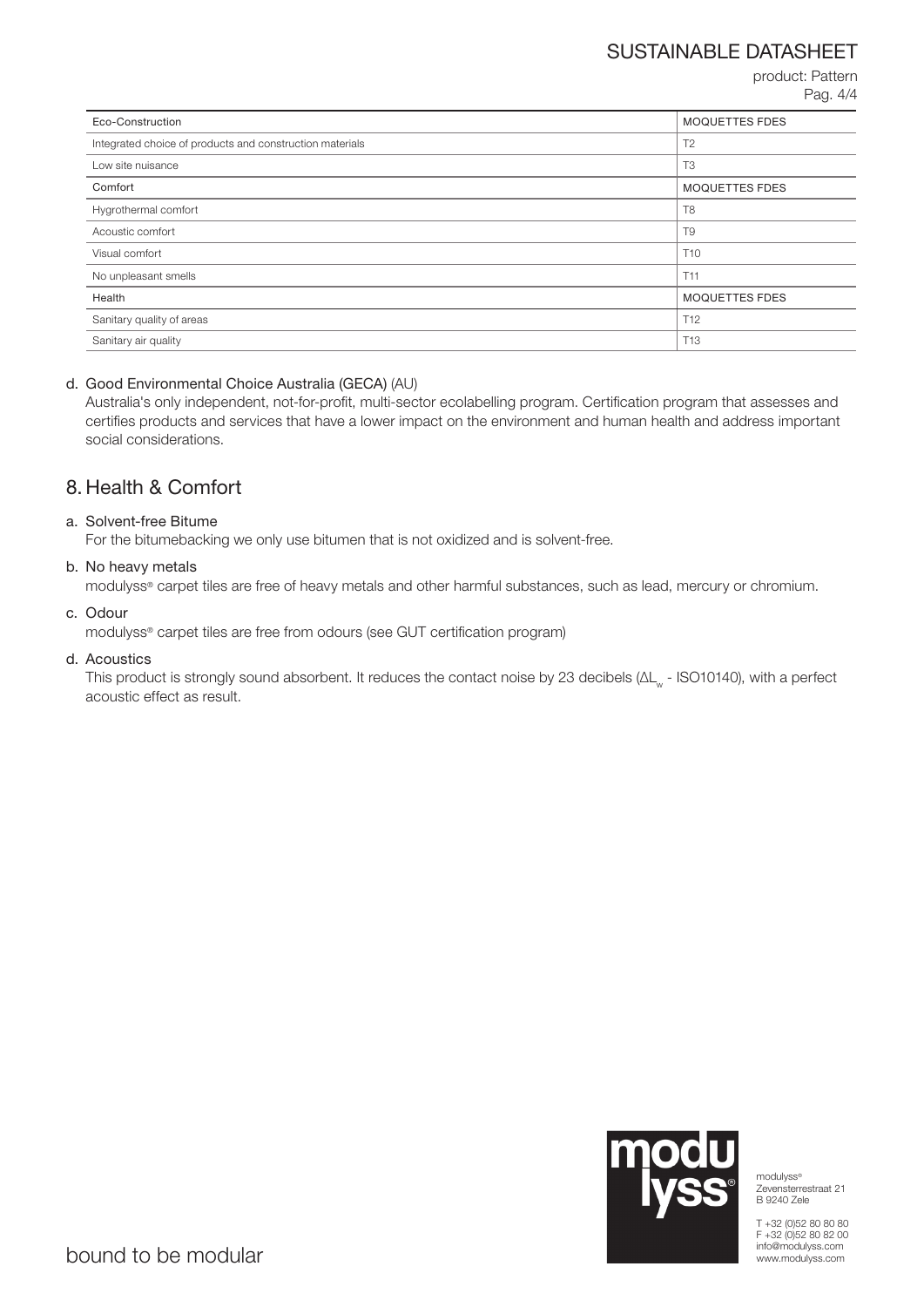| Eco-Construction | MOQUETTES FDES |
|---|---|
| Integrated choice of products and construction materials | T2 |
| Low site nuisance | T3 |
| **Comfort** | **MOQUETTES FDES** |
| Hygrothermal comfort | T8 |
| Acoustic comfort | T9 |
| Visual comfort | T10 |
| No unpleasant smells | T11 |
| **Health** | **MOQUETTES FDES** |
| Sanitary quality of areas | T12 |
| Sanitary air quality | T13 |

d. Good Environmental Choice Australia (GECA) (AU)
Australia's only independent, not-for-profit, multi-sector ecolabelling program. Certification program that assesses and certifies products and services that have a lower impact on the environment and human health and address important social considerations.

## 8. Health & Comfort

a. Solvent-free Bitume
For the bitumebacking we only use bitumen that is not oxidized and is solvent-free.

b. No heavy metals
modulyss® carpet tiles are free of heavy metals and other harmful substances, such as lead, mercury or chromium.

c. Odour
modulyss® carpet tiles are free from odours (see GUT certification program)

d. Acoustics
This product is strongly sound absorbent. It reduces the contact noise by 23 decibels ($\Delta L_w$ - ISO10140), with a perfect acoustic effect as result.

modulyss®
Zevensterrestraat 21
B 9240 Zele

T +32 (0)52 80 80 80
F +32 (0)52 80 82 00
info@modulyss.com
www.modulyss.com

bound to be modular